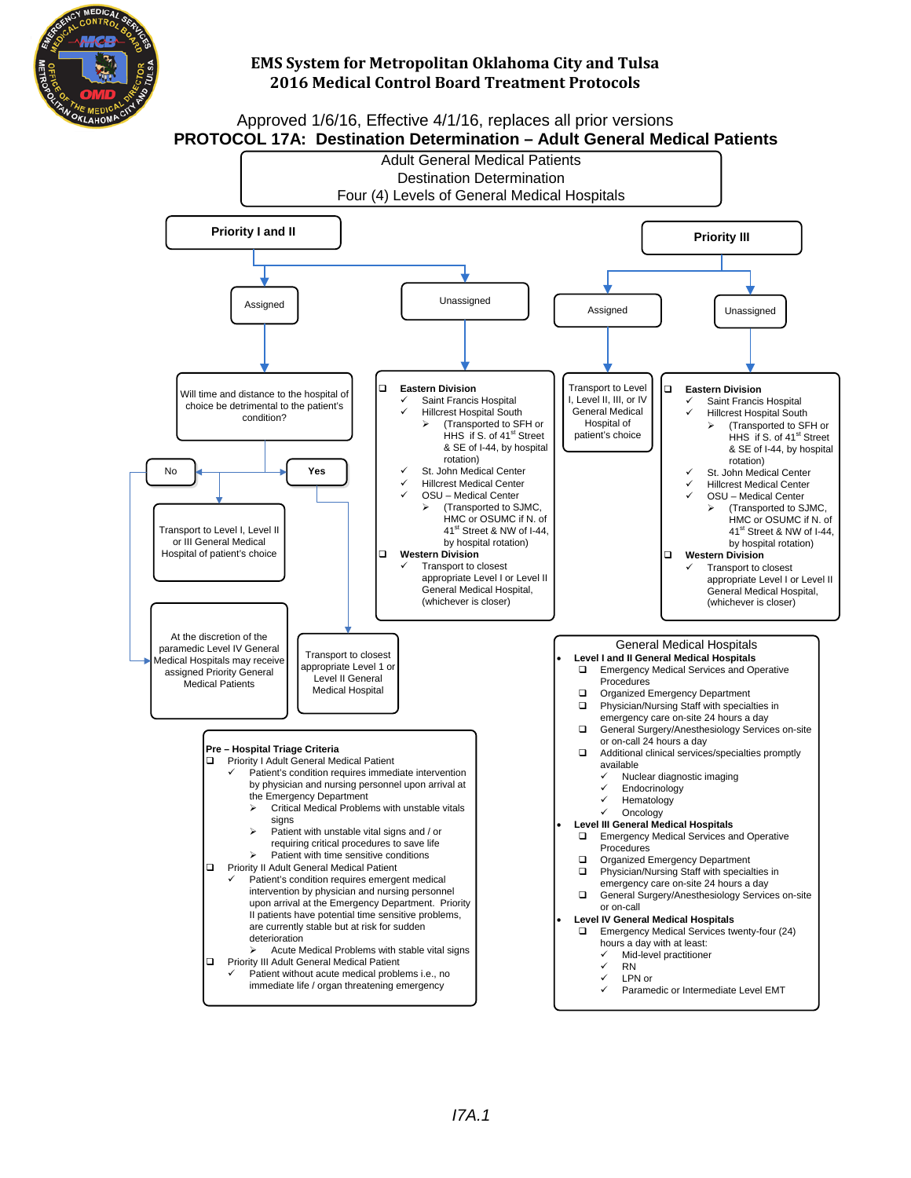# EMS System for Metropolitan Oklahoma City and Tulsa
## 2016 Medical Control Board Treatment Protocols

Approved 1/6/16, Effective 4/1/16, replaces all prior versions

## PROTOCOL 17A: Destination Determination – Adult General Medical Patients

**Adult General Medical Patients**
**Destination Determination**
**Four (4) Levels of General Medical Hospitals**

### Priority I and II

**Assigned**

Will time and distance to the hospital of choice be detrimental to the patient's condition?

- **No** → Transport to Level I, Level II or III General Medical Hospital of patient's choice
  - At the discretion of the paramedic Level IV General Medical Hospitals may receive assigned Priority General Medical Patients
- **Yes** → Transport to closest appropriate Level 1 or Level II General Medical Hospital

**Unassigned**

- ❑ **Eastern Division**
  - ✓ Saint Francis Hospital
  - ✓ Hillcrest Hospital South
    - ➢ (Transported to SFH or HHS if S. of 41st Street & SE of I-44, by hospital rotation)
  - ✓ St. John Medical Center
  - ✓ Hillcrest Medical Center
  - ✓ OSU – Medical Center
    - ➢ (Transported to SJMC, HMC or OSUMC if N. of 41st Street & NW of I-44, by hospital rotation)
- ❑ **Western Division**
  - ✓ Transport to closest appropriate Level I or Level II General Medical Hospital, (whichever is closer)

### Priority III

**Assigned**

Transport to Level I, Level II, III, or IV General Medical Hospital of patient's choice

**Unassigned**

- ❑ **Eastern Division**
  - ✓ Saint Francis Hospital
  - ✓ Hillcrest Hospital South
    - ➢ (Transported to SFH or HHS if S. of 41st Street & SE of I-44, by hospital rotation)
  - ✓ St. John Medical Center
  - ✓ Hillcrest Medical Center
  - ✓ OSU – Medical Center
    - ➢ (Transported to SJMC, HMC or OSUMC if N. of 41st Street & NW of I-44, by hospital rotation)
- ❑ **Western Division**
  - ✓ Transport to closest appropriate Level I or Level II General Medical Hospital, (whichever is closer)

### Pre – Hospital Triage Criteria

- ❑ Priority I Adult General Medical Patient
  - ✓ Patient's condition requires immediate intervention by physician and nursing personnel upon arrival at the Emergency Department
    - ➢ Critical Medical Problems with unstable vitals signs
    - ➢ Patient with unstable vital signs and / or requiring critical procedures to save life
    - ➢ Patient with time sensitive conditions
- ❑ Priority II Adult General Medical Patient
  - ✓ Patient's condition requires emergent medical intervention by physician and nursing personnel upon arrival at the Emergency Department. Priority II patients have potential time sensitive problems, are currently stable but at risk for sudden deterioration
    - ➢ Acute Medical Problems with stable vital signs
- ❑ Priority III Adult General Medical Patient
  - ✓ Patient without acute medical problems i.e., no immediate life / organ threatening emergency

### General Medical Hospitals

- **Level I and II General Medical Hospitals**
  - ❑ Emergency Medical Services and Operative Procedures
  - ❑ Organized Emergency Department
  - ❑ Physician/Nursing Staff with specialties in emergency care on-site 24 hours a day
  - ❑ General Surgery/Anesthesiology Services on-site or on-call 24 hours a day
  - ❑ Additional clinical services/specialties promptly available
    - ✓ Nuclear diagnostic imaging
    - ✓ Endocrinology
    - ✓ Hematology
    - ✓ Oncology
- **Level III General Medical Hospitals**
  - ❑ Emergency Medical Services and Operative Procedures
  - ❑ Organized Emergency Department
  - ❑ Physician/Nursing Staff with specialties in emergency care on-site 24 hours a day
  - ❑ General Surgery/Anesthesiology Services on-site or on-call
- **Level IV General Medical Hospitals**
  - ❑ Emergency Medical Services twenty-four (24) hours a day with at least:
    - ✓ Mid-level practitioner
    - ✓ RN
    - ✓ LPN or
    - ✓ Paramedic or Intermediate Level EMT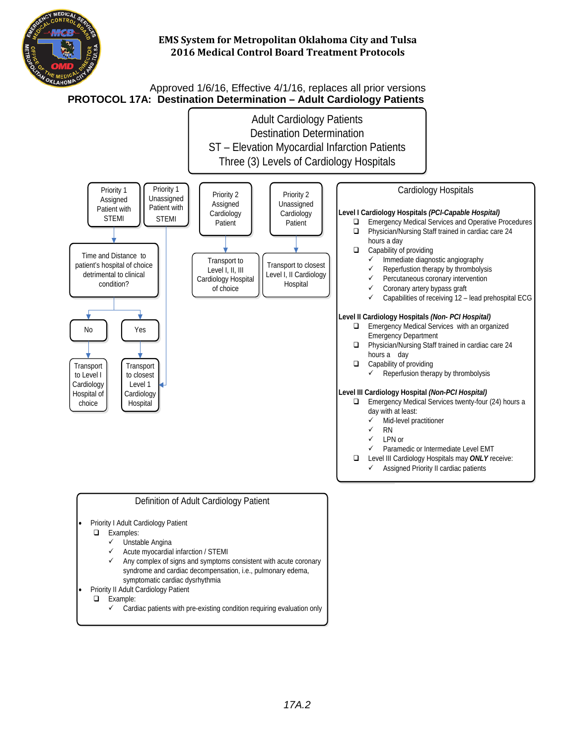# EMS System for Metropolitan Oklahoma City and Tulsa
# 2016 Medical Control Board Treatment Protocols

Approved 1/6/16, Effective 4/1/16, replaces all prior versions

**PROTOCOL 17A: Destination Determination – Adult Cardiology Patients**

## Adult Cardiology Patients Destination Determination ST – Elevation Myocardial Infarction Patients Three (3) Levels of Cardiology Hospitals

- **Priority 1 Assigned Patient with STEMI** → Time and Distance to patient's hospital of choice detrimental to clinical condition?
  - **No** → Transport to Level I Cardiology Hospital of choice
  - **Yes** → Transport to closest Level 1 Cardiology Hospital
- **Priority 1 Unassigned Patient with STEMI** → Transport to closest Level 1 Cardiology Hospital
- **Priority 2 Assigned Cardiology Patient** → Transport to Level I, II, III Cardiology Hospital of choice
- **Priority 2 Unassigned Cardiology Patient** → Transport to closest Level I, II Cardiology Hospital

### Cardiology Hospitals

**Level I Cardiology Hospitals *(PCI-Capable Hospital)***

- ❑ Emergency Medical Services and Operative Procedures
- ❑ Physician/Nursing Staff trained in cardiac care 24 hours a day
- ❑ Capability of providing
  - ✓ Immediate diagnostic angiography
  - ✓ Reperfusion therapy by thrombolysis
  - ✓ Percutaneous coronary intervention
  - ✓ Coronary artery bypass graft
  - ✓ Capabilities of receiving 12 – lead prehospital ECG

**Level II Cardiology Hospitals *(Non- PCI Hospital)***

- ❑ Emergency Medical Services with an organized Emergency Department
- ❑ Physician/Nursing Staff trained in cardiac care 24 hours a day
- ❑ Capability of providing
  - ✓ Reperfusion therapy by thrombolysis

**Level III Cardiology Hospital *(Non-PCI Hospital)***

- ❑ Emergency Medical Services twenty-four (24) hours a day with at least:
  - ✓ Mid-level practitioner
  - ✓ RN
  - ✓ LPN or
  - ✓ Paramedic or Intermediate Level EMT
- ❑ Level III Cardiology Hospitals may ***ONLY*** receive:
  - ✓ Assigned Priority II cardiac patients

### Definition of Adult Cardiology Patient

- Priority I Adult Cardiology Patient
  - ❑ Examples:
    - ✓ Unstable Angina
    - ✓ Acute myocardial infarction / STEMI
    - ✓ Any complex of signs and symptoms consistent with acute coronary syndrome and cardiac decompensation, i.e., pulmonary edema, symptomatic cardiac dysrhythmia
- Priority II Adult Cardiology Patient
  - ❑ Example:
    - ✓ Cardiac patients with pre-existing condition requiring evaluation only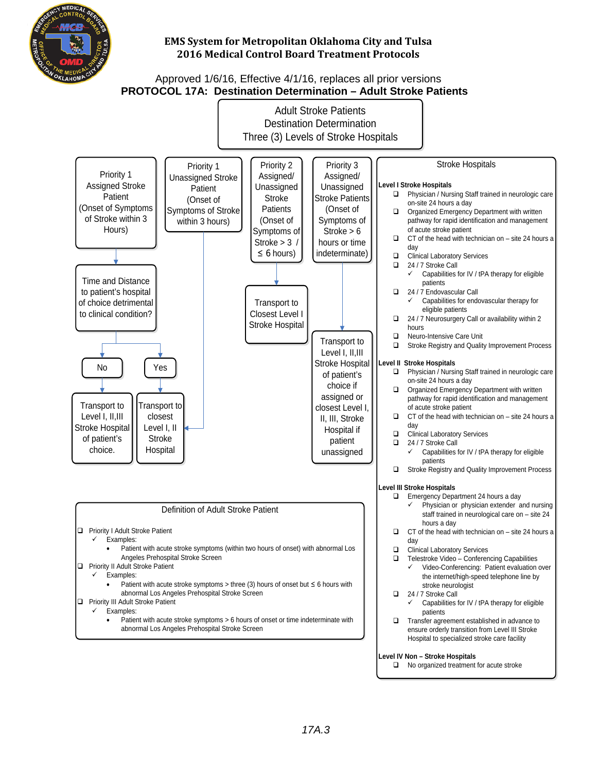# EMS System for Metropolitan Oklahoma City and Tulsa
## 2016 Medical Control Board Treatment Protocols

Approved 1/6/16, Effective 4/1/16, replaces all prior versions

## PROTOCOL 17A: Destination Determination – Adult Stroke Patients

**Adult Stroke Patients Destination Determination Three (3) Levels of Stroke Hospitals**

**Priority 1 Assigned Stroke Patient (Onset of Symptoms of Stroke within 3 Hours)**
- Time and Distance to patient's hospital of choice detrimental to clinical condition?
  - No → Transport to Level I, II, III Stroke Hospital of patient's choice.
  - Yes → Transport to closest Level I, II Stroke Hospital

**Priority 1 Unassigned Stroke Patient (Onset of Symptoms of Stroke within 3 hours)**
- → Transport to closest Level I, II Stroke Hospital

**Priority 2 Assigned/ Unassigned Stroke Patients (Onset of Symptoms of Stroke > 3 / ≤ 6 hours)**
- → Transport to Closest Level I Stroke Hospital

**Priority 3 Assigned/ Unassigned Stroke Patients (Onset of Symptoms of Stroke > 6 hours or time indeterminate)**
- → Transport to Level I, II, III Stroke Hospital of patient's choice if assigned or closest Level I, II, III, Stroke Hospital if patient unassigned

### Stroke Hospitals

**Level I Stroke Hospitals**
- ❑ Physician / Nursing Staff trained in neurologic care on-site 24 hours a day
- ❑ Organized Emergency Department with written pathway for rapid identification and management of acute stroke patient
- ❑ CT of the head with technician on – site 24 hours a day
- ❑ Clinical Laboratory Services
- ❑ 24 / 7 Stroke Call
  - ✓ Capabilities for IV / tPA therapy for eligible patients
- ❑ 24 / 7 Endovascular Call
  - ✓ Capabilities for endovascular therapy for eligible patients
- ❑ 24 / 7 Neurosurgery Call or availability within 2 hours
- ❑ Neuro-Intensive Care Unit
- ❑ Stroke Registry and Quality Improvement Process

**Level II Stroke Hospitals**
- ❑ Physician / Nursing Staff trained in neurologic care on-site 24 hours a day
- ❑ Organized Emergency Department with written pathway for rapid identification and management of acute stroke patient
- ❑ CT of the head with technician on – site 24 hours a day
- ❑ Clinical Laboratory Services
- ❑ 24 / 7 Stroke Call
  - ✓ Capabilities for IV / tPA therapy for eligible patients
- ❑ Stroke Registry and Quality Improvement Process

**Level III Stroke Hospitals**
- ❑ Emergency Department 24 hours a day
  - ✓ Physician or physician extender and nursing staff trained in neurological care on – site 24 hours a day
- ❑ CT of the head with technician on – site 24 hours a day
- ❑ Clinical Laboratory Services
- ❑ Telestroke Video – Conferencing Capabilities
  - ✓ Video-Conferencing: Patient evaluation over the internet/high-speed telephone line by stroke neurologist
- ❑ 24 / 7 Stroke Call
  - ✓ Capabilities for IV / tPA therapy for eligible patients
- ❑ Transfer agreement established in advance to ensure orderly transition from Level III Stroke Hospital to specialized stroke care facility

**Level IV Non – Stroke Hospitals**
- ❑ No organized treatment for acute stroke

### Definition of Adult Stroke Patient

- ❑ Priority I Adult Stroke Patient
  - ✓ Examples:
    - Patient with acute stroke symptoms (within two hours of onset) with abnormal Los Angeles Prehospital Stroke Screen
- ❑ Priority II Adult Stroke Patient
  - ✓ Examples:
    - Patient with acute stroke symptoms > three (3) hours of onset but ≤ 6 hours with abnormal Los Angeles Prehospital Stroke Screen
- ❑ Priority III Adult Stroke Patient
  - ✓ Examples:
    - Patient with acute stroke symptoms > 6 hours of onset or time indeterminate with abnormal Los Angeles Prehospital Stroke Screen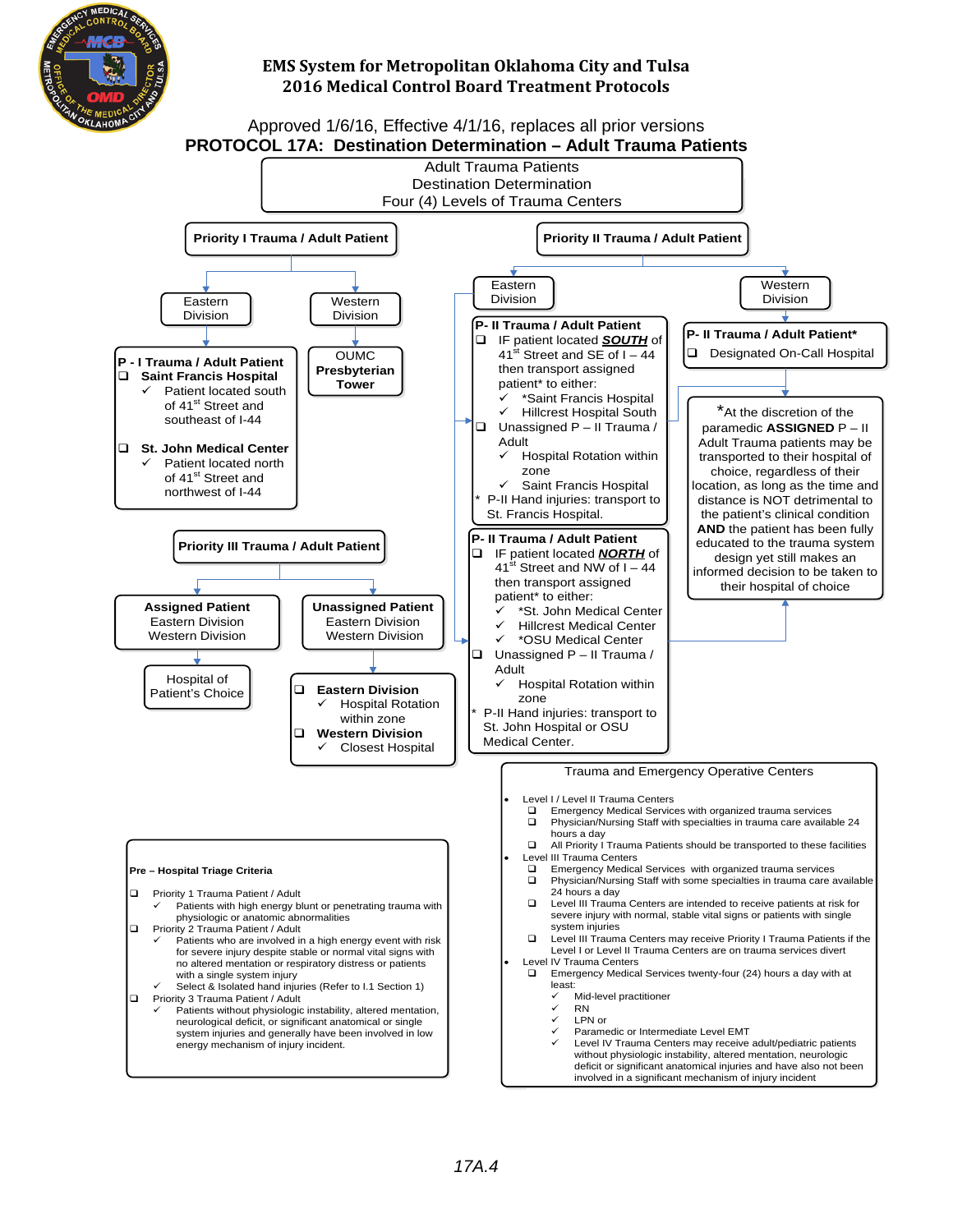# EMS System for Metropolitan Oklahoma City and Tulsa
## 2016 Medical Control Board Treatment Protocols

Approved 1/6/16, Effective 4/1/16, replaces all prior versions

## PROTOCOL 17A: Destination Determination – Adult Trauma Patients

**Adult Trauma Patients**
**Destination Determination**
**Four (4) Levels of Trauma Centers**

### Priority I Trauma / Adult Patient

**Eastern Division**

**P - I Trauma / Adult Patient**

- ❑ **Saint Francis Hospital**
  - ✓ Patient located south of 41[st] Street and southeast of I-44
- ❑ **St. John Medical Center**
  - ✓ Patient located north of 41[st] Street and northwest of I-44

**Western Division**

**OUMC Presbyterian Tower**

### Priority II Trauma / Adult Patient

**Eastern Division**

**P- II Trauma / Adult Patient**

- ❑ IF patient located ***SOUTH*** of 41[st] Street and SE of I – 44 then transport assigned patient* to either:
  - ✓ *Saint Francis Hospital
  - ✓ Hillcrest Hospital South
- ❑ Unassigned P – II Trauma / Adult
  - ✓ Hospital Rotation within zone
  - ✓ Saint Francis Hospital

\* P-II Hand injuries: transport to St. Francis Hospital.

**P- II Trauma / Adult Patient**

- ❑ IF patient located ***NORTH*** of 41[st] Street and NW of I – 44 then transport assigned patient* to either:
  - ✓ *St. John Medical Center
  - ✓ Hillcrest Medical Center
  - ✓ *OSU Medical Center
- ❑ Unassigned P – II Trauma / Adult
  - ✓ Hospital Rotation within zone

\* P-II Hand injuries: transport to St. John Hospital or OSU Medical Center.

**Western Division**

**P- II Trauma / Adult Patient***

- ❑ Designated On-Call Hospital

*At the discretion of the paramedic **ASSIGNED** P – II Adult Trauma patients may be transported to their hospital of choice, regardless of their location, as long as the time and distance is NOT detrimental to the patient's clinical condition **AND** the patient has been fully educated to the trauma system design yet still makes an informed decision to be taken to their hospital of choice

### Priority III Trauma / Adult Patient

**Assigned Patient**
Eastern Division
Western Division

→ Hospital of Patient's Choice

**Unassigned Patient**
Eastern Division
Western Division

- ❑ **Eastern Division**
  - ✓ Hospital Rotation within zone
- ❑ **Western Division**
  - ✓ Closest Hospital

### Pre – Hospital Triage Criteria

- ❑ Priority 1 Trauma Patient / Adult
  - ✓ Patients with high energy blunt or penetrating trauma with physiologic or anatomic abnormalities
- ❑ Priority 2 Trauma Patient / Adult
  - ✓ Patients who are involved in a high energy event with risk for severe injury despite stable or normal vital signs with no altered mentation or respiratory distress or patients with a single system injury
  - ✓ Select & Isolated hand injuries (Refer to I.1 Section 1)
- ❑ Priority 3 Trauma Patient / Adult
  - ✓ Patients without physiologic instability, altered mentation, neurological deficit, or significant anatomical or single system injuries and generally have been involved in low energy mechanism of injury incident.

### Trauma and Emergency Operative Centers

- Level I / Level II Trauma Centers
  - ❑ Emergency Medical Services with organized trauma services
  - ❑ Physician/Nursing Staff with specialties in trauma care available 24 hours a day
  - ❑ All Priority I Trauma Patients should be transported to these facilities
- Level III Trauma Centers
  - ❑ Emergency Medical Services with organized trauma services
  - ❑ Physician/Nursing Staff with some specialties in trauma care available 24 hours a day
  - ❑ Level III Trauma Centers are intended to receive patients at risk for severe injury with normal, stable vital signs or patients with single system injuries
  - ❑ Level III Trauma Centers may receive Priority I Trauma Patients if the Level I or Level II Trauma Centers are on trauma services divert
- Level IV Trauma Centers
  - ❑ Emergency Medical Services twenty-four (24) hours a day with at least:
    - ✓ Mid-level practitioner
    - ✓ RN
    - ✓ LPN or
    - ✓ Paramedic or Intermediate Level EMT
    - ✓ Level IV Trauma Centers may receive adult/pediatric patients without physiologic instability, altered mentation, neurologic deficit or significant anatomical injuries and have also not been involved in a significant mechanism of injury incident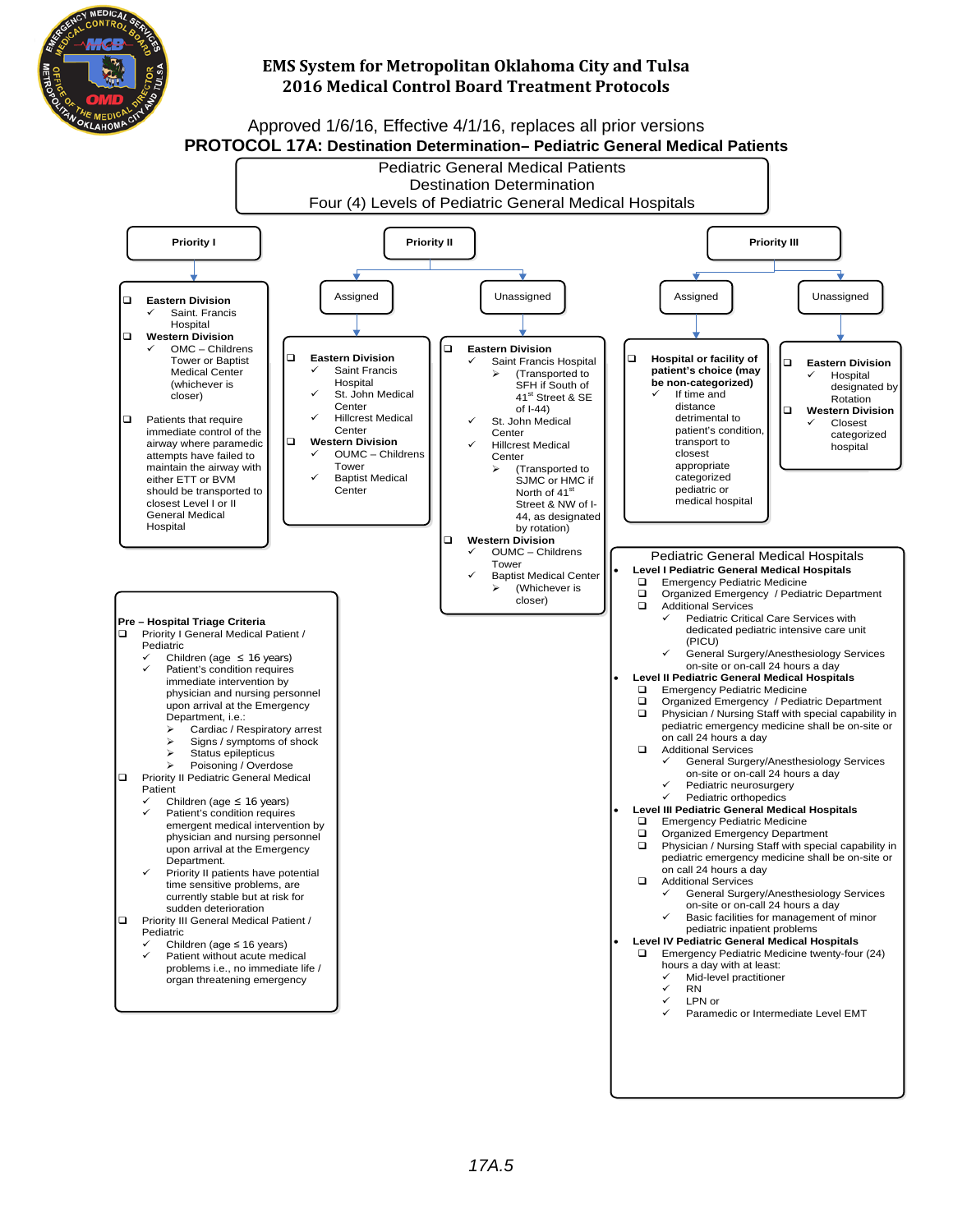# EMS System for Metropolitan Oklahoma City and Tulsa
## 2016 Medical Control Board Treatment Protocols

Approved 1/6/16, Effective 4/1/16, replaces all prior versions

**PROTOCOL 17A: Destination Determination– Pediatric General Medical Patients**

Pediatric General Medical Patients
Destination Determination
Four (4) Levels of Pediatric General Medical Hospitals

### Priority I

- **Eastern Division**
  - ✓ Saint. Francis Hospital
- **Western Division**
  - ✓ OMC – Childrens Tower or Baptist Medical Center (whichever is closer)
- Patients that require immediate control of the airway where paramedic attempts have failed to maintain the airway with either ETT or BVM should be transported to closest Level I or II General Medical Hospital

### Priority II

**Assigned**

- **Eastern Division**
  - ✓ Saint Francis Hospital
  - ✓ St. John Medical Center
  - ✓ Hillcrest Medical Center
- **Western Division**
  - ✓ OUMC – Childrens Tower
  - ✓ Baptist Medical Center

**Unassigned**

- **Eastern Division**
  - ✓ Saint Francis Hospital
    - ➢ (Transported to SFH if South of 41st Street & SE of I-44)
  - ✓ St. John Medical Center
  - ✓ Hillcrest Medical Center
    - ➢ (Transported to SJMC or HMC if North of 41st Street & NW of I-44, as designated by rotation)
- **Western Division**
  - ✓ OUMC – Childrens Tower
  - ✓ Baptist Medical Center
    - ➢ (Whichever is closer)

### Priority III

**Assigned**

- **Hospital or facility of patient's choice (may be non-categorized)**
  - ✓ If time and distance detrimental to patient's condition, transport to closest appropriate categorized pediatric or medical hospital

**Unassigned**

- **Eastern Division**
  - ✓ Hospital designated by Rotation
- **Western Division**
  - ✓ Closest categorized hospital

### Pre – Hospital Triage Criteria

- Priority I General Medical Patient / Pediatric
  - ✓ Children (age ≤ 16 years)
  - ✓ Patient's condition requires immediate intervention by physician and nursing personnel upon arrival at the Emergency Department, i.e.:
    - ➢ Cardiac / Respiratory arrest
    - ➢ Signs / symptoms of shock
    - ➢ Status epilepticus
    - ➢ Poisoning / Overdose
- Priority II Pediatric General Medical Patient
  - ✓ Children (age ≤ 16 years)
  - ✓ Patient's condition requires emergent medical intervention by physician and nursing personnel upon arrival at the Emergency Department.
  - ✓ Priority II patients have potential time sensitive problems, are currently stable but at risk for sudden deterioration
- Priority III General Medical Patient / Pediatric
  - ✓ Children (age ≤ 16 years)
  - ✓ Patient without acute medical problems i.e., no immediate life / organ threatening emergency

### Pediatric General Medical Hospitals

- **Level I Pediatric General Medical Hospitals**
  - Emergency Pediatric Medicine
  - Organized Emergency / Pediatric Department
  - Additional Services
    - ✓ Pediatric Critical Care Services with dedicated pediatric intensive care unit (PICU)
    - ✓ General Surgery/Anesthesiology Services on-site or on-call 24 hours a day
- **Level II Pediatric General Medical Hospitals**
  - Emergency Pediatric Medicine
  - Organized Emergency / Pediatric Department
  - Physician / Nursing Staff with special capability in pediatric emergency medicine shall be on-site or on call 24 hours a day
  - Additional Services
    - ✓ General Surgery/Anesthesiology Services on-site or on-call 24 hours a day
    - ✓ Pediatric neurosurgery
    - ✓ Pediatric orthopedics
- **Level III Pediatric General Medical Hospitals**
  - Emergency Pediatric Medicine
  - Organized Emergency Department
  - Physician / Nursing Staff with special capability in pediatric emergency medicine shall be on-site or on call 24 hours a day
  - Additional Services
    - ✓ General Surgery/Anesthesiology Services on-site or on-call 24 hours a day
    - ✓ Basic facilities for management of minor pediatric inpatient problems
- **Level IV Pediatric General Medical Hospitals**
  - Emergency Pediatric Medicine twenty-four (24) hours a day with at least:
    - ✓ Mid-level practitioner
    - ✓ RN
    - ✓ LPN or
    - ✓ Paramedic or Intermediate Level EMT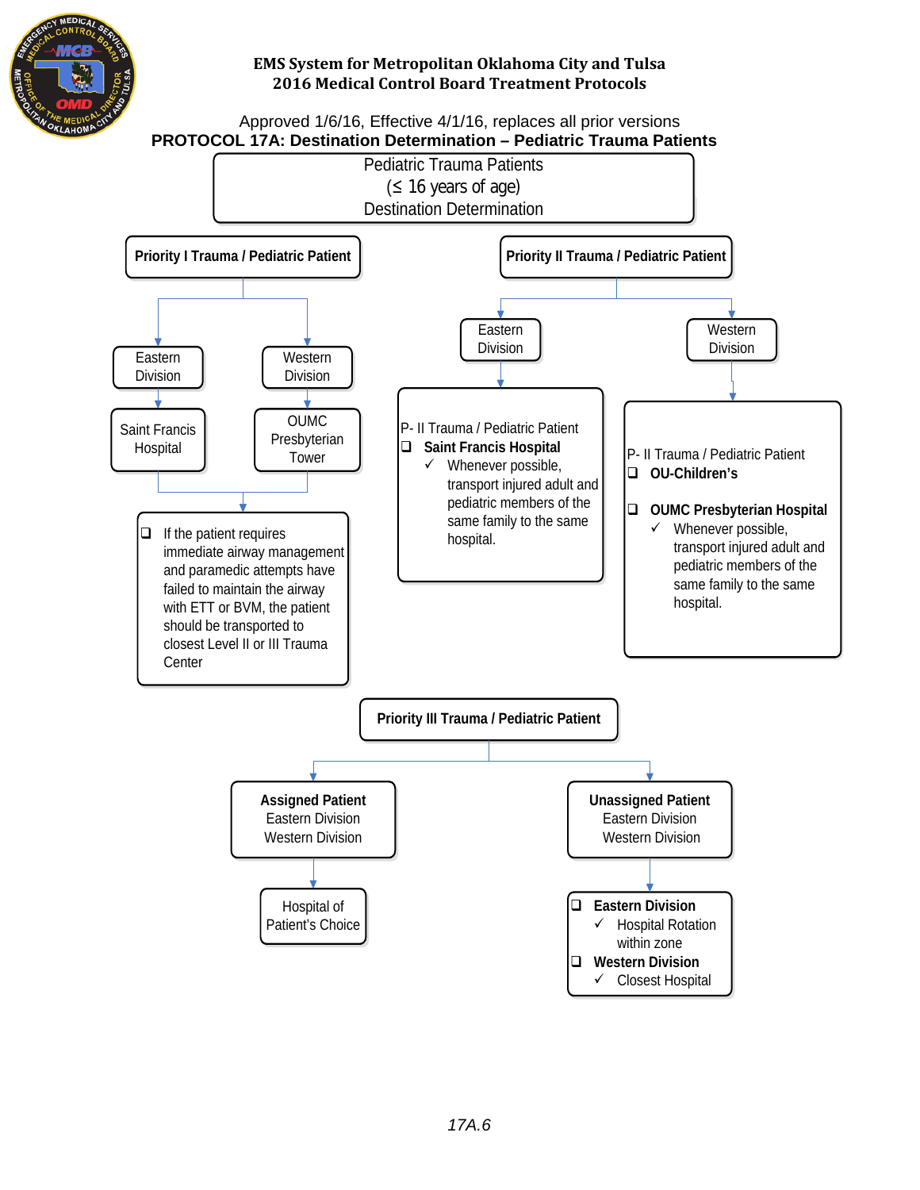**EMS System for Metropolitan Oklahoma City and Tulsa**
**2016 Medical Control Board Treatment Protocols**

Approved 1/6/16, Effective 4/1/16, replaces all prior versions

# PROTOCOL 17A: Destination Determination – Pediatric Trauma Patients

Pediatric Trauma Patients
(≤ 16 years of age)
Destination Determination

## Priority I Trauma / Pediatric Patient

- Eastern Division → Saint Francis Hospital
- Western Division → OUMC Presbyterian Tower

- ❑ If the patient requires immediate airway management and paramedic attempts have failed to maintain the airway with ETT or BVM, the patient should be transported to closest Level II or III Trauma Center

## Priority II Trauma / Pediatric Patient

**Eastern Division**

P- II Trauma / Pediatric Patient
- ❑ **Saint Francis Hospital**
  - ✓ Whenever possible, transport injured adult and pediatric members of the same family to the same hospital.

**Western Division**

P- II Trauma / Pediatric Patient
- ❑ **OU-Children's**
- ❑ **OUMC Presbyterian Hospital**
  - ✓ Whenever possible, transport injured adult and pediatric members of the same family to the same hospital.

## Priority III Trauma / Pediatric Patient

**Assigned Patient**
Eastern Division
Western Division

→ Hospital of Patient's Choice

**Unassigned Patient**
Eastern Division
Western Division

- ❑ **Eastern Division**
  - ✓ Hospital Rotation within zone
- ❑ **Western Division**
  - ✓ Closest Hospital